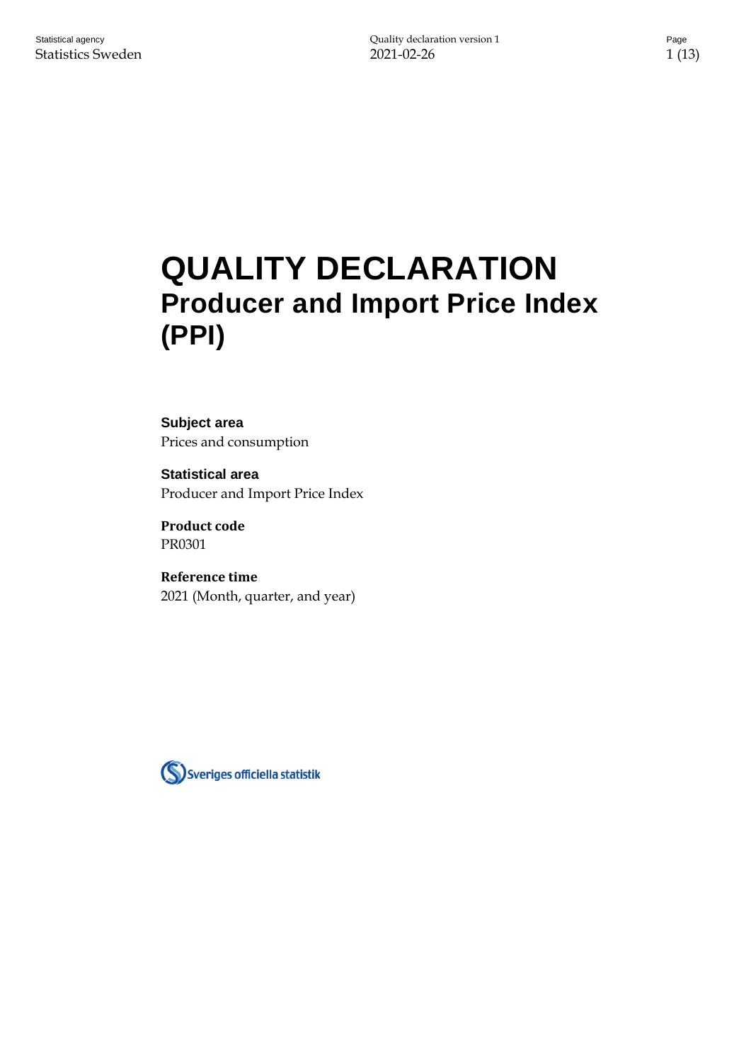# QUALITY DECLARATION
## Producer and Import Price Index (PPI)

**Subject area**
Prices and consumption

**Statistical area**
Producer and Import Price Index

**Product code**
PR0301

**Reference time**
2021 (Month, quarter, and year)

Sveriges officiella statistik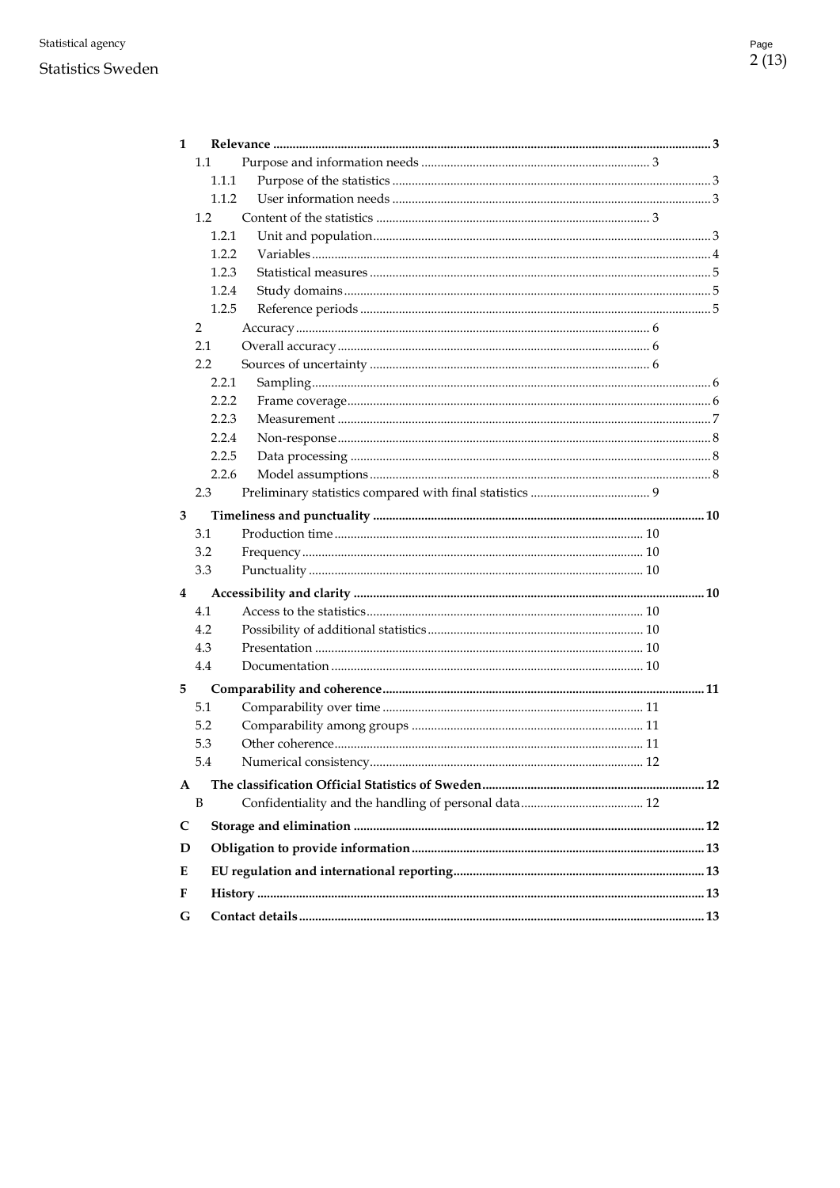| | | |
|---|---|---|
| **1** | **Relevance** | **3** |
| 1.1 | Purpose and information needs | 3 |
| 1.1.1 | Purpose of the statistics | 3 |
| 1.1.2 | User information needs | 3 |
| 1.2 | Content of the statistics | 3 |
| 1.2.1 | Unit and population | 3 |
| 1.2.2 | Variables | 4 |
| 1.2.3 | Statistical measures | 5 |
| 1.2.4 | Study domains | 5 |
| 1.2.5 | Reference periods | 5 |
| 2 | Accuracy | 6 |
| 2.1 | Overall accuracy | 6 |
| 2.2 | Sources of uncertainty | 6 |
| 2.2.1 | Sampling | 6 |
| 2.2.2 | Frame coverage | 6 |
| 2.2.3 | Measurement | 7 |
| 2.2.4 | Non-response | 8 |
| 2.2.5 | Data processing | 8 |
| 2.2.6 | Model assumptions | 8 |
| 2.3 | Preliminary statistics compared with final statistics | 9 |
| **3** | **Timeliness and punctuality** | **10** |
| 3.1 | Production time | 10 |
| 3.2 | Frequency | 10 |
| 3.3 | Punctuality | 10 |
| **4** | **Accessibility and clarity** | **10** |
| 4.1 | Access to the statistics | 10 |
| 4.2 | Possibility of additional statistics | 10 |
| 4.3 | Presentation | 10 |
| 4.4 | Documentation | 10 |
| **5** | **Comparability and coherence** | **11** |
| 5.1 | Comparability over time | 11 |
| 5.2 | Comparability among groups | 11 |
| 5.3 | Other coherence | 11 |
| 5.4 | Numerical consistency | 12 |
| **A** | **The classification Official Statistics of Sweden** | **12** |
| B | Confidentiality and the handling of personal data | 12 |
| **C** | **Storage and elimination** | **12** |
| **D** | **Obligation to provide information** | **13** |
| **E** | **EU regulation and international reporting** | **13** |
| **F** | **History** | **13** |
| **G** | **Contact details** | **13** |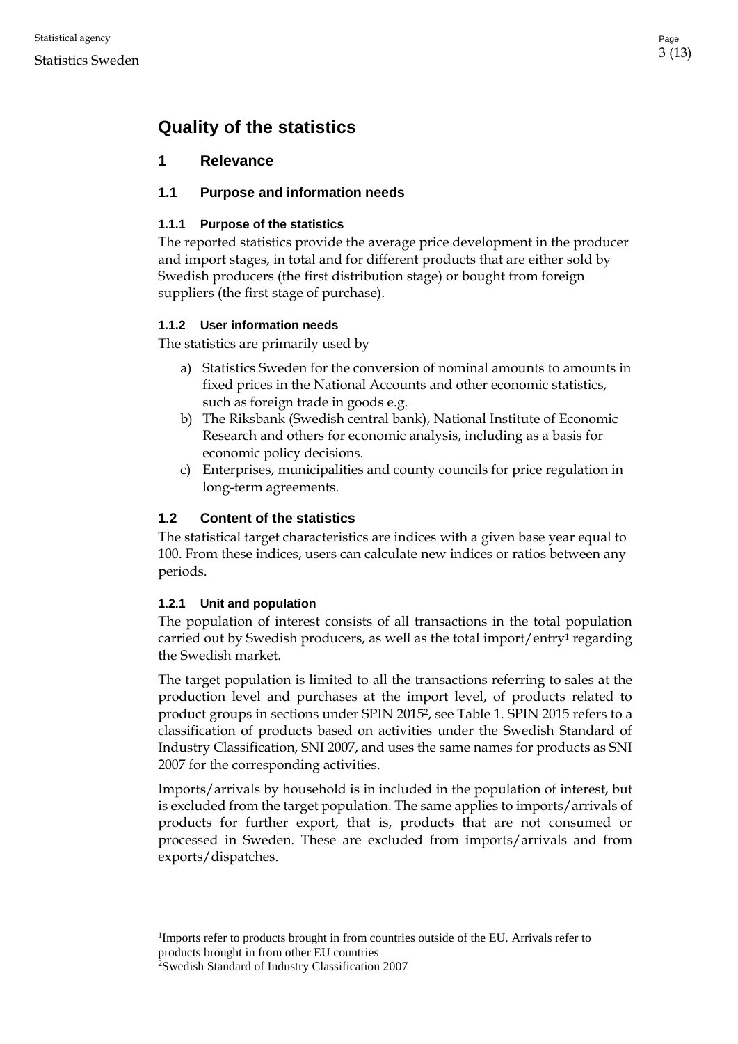# Quality of the statistics

## 1 Relevance

### 1.1 Purpose and information needs

#### 1.1.1 Purpose of the statistics

The reported statistics provide the average price development in the producer and import stages, in total and for different products that are either sold by Swedish producers (the first distribution stage) or bought from foreign suppliers (the first stage of purchase).

#### 1.1.2 User information needs

The statistics are primarily used by

a) Statistics Sweden for the conversion of nominal amounts to amounts in fixed prices in the National Accounts and other economic statistics, such as foreign trade in goods e.g.
b) The Riksbank (Swedish central bank), National Institute of Economic Research and others for economic analysis, including as a basis for economic policy decisions.
c) Enterprises, municipalities and county councils for price regulation in long-term agreements.

### 1.2 Content of the statistics

The statistical target characteristics are indices with a given base year equal to 100. From these indices, users can calculate new indices or ratios between any periods.

#### 1.2.1 Unit and population

The population of interest consists of all transactions in the total population carried out by Swedish producers, as well as the total import/entry[1] regarding the Swedish market.

The target population is limited to all the transactions referring to sales at the production level and purchases at the import level, of products related to product groups in sections under SPIN 2015[2], see Table 1. SPIN 2015 refers to a classification of products based on activities under the Swedish Standard of Industry Classification, SNI 2007, and uses the same names for products as SNI 2007 for the corresponding activities.

Imports/arrivals by household is in included in the population of interest, but is excluded from the target population. The same applies to imports/arrivals of products for further export, that is, products that are not consumed or processed in Sweden. These are excluded from imports/arrivals and from exports/dispatches.

[1]Imports refer to products brought in from countries outside of the EU. Arrivals refer to products brought in from other EU countries
[2]Swedish Standard of Industry Classification 2007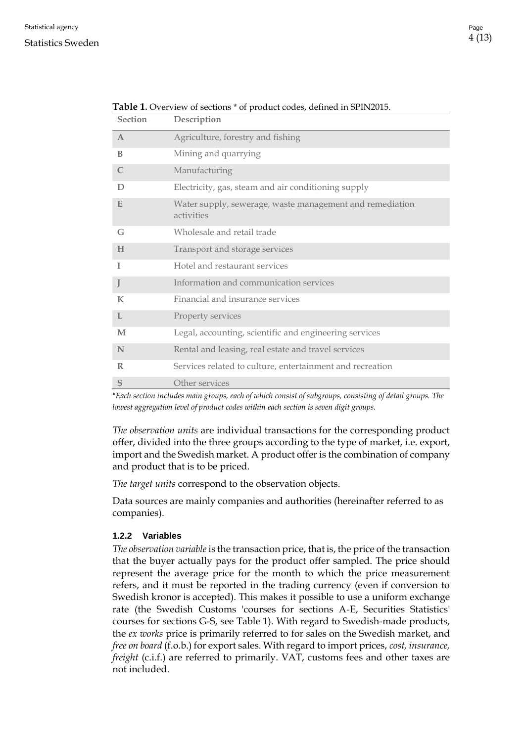**Table 1.** Overview of sections * of product codes, defined in SPIN2015.

| Section | Description |
|---|---|
| A | Agriculture, forestry and fishing |
| B | Mining and quarrying |
| C | Manufacturing |
| D | Electricity, gas, steam and air conditioning supply |
| E | Water supply, sewerage, waste management and remediation activities |
| G | Wholesale and retail trade |
| H | Transport and storage services |
| I | Hotel and restaurant services |
| J | Information and communication services |
| K | Financial and insurance services |
| L | Property services |
| M | Legal, accounting, scientific and engineering services |
| N | Rental and leasing, real estate and travel services |
| R | Services related to culture, entertainment and recreation |
| S | Other services |

*\*Each section includes main groups, each of which consist of subgroups, consisting of detail groups. The lowest aggregation level of product codes within each section is seven digit groups.*

*The observation units* are individual transactions for the corresponding product offer, divided into the three groups according to the type of market, i.e. export, import and the Swedish market. A product offer is the combination of company and product that is to be priced.

*The target units* correspond to the observation objects.

Data sources are mainly companies and authorities (hereinafter referred to as companies).

#### 1.2.2 Variables

*The observation variable* is the transaction price, that is, the price of the transaction that the buyer actually pays for the product offer sampled. The price should represent the average price for the month to which the price measurement refers, and it must be reported in the trading currency (even if conversion to Swedish kronor is accepted). This makes it possible to use a uniform exchange rate (the Swedish Customs 'courses for sections A-E, Securities Statistics' courses for sections G-S, see Table 1). With regard to Swedish-made products, the *ex works* price is primarily referred to for sales on the Swedish market, and *free on board* (f.o.b.) for export sales. With regard to import prices, *cost, insurance, freight* (c.i.f.) are referred to primarily. VAT, customs fees and other taxes are not included.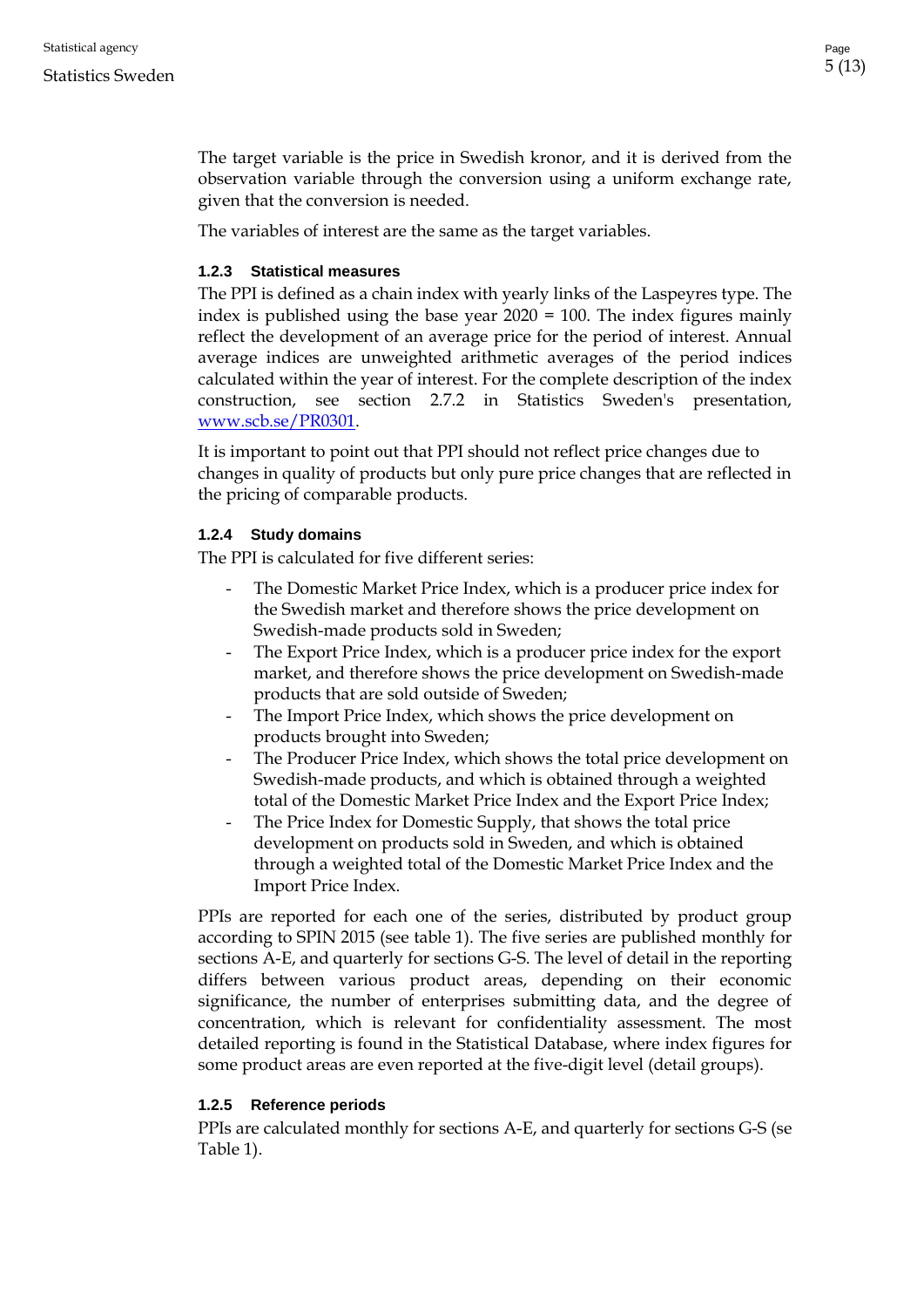The target variable is the price in Swedish kronor, and it is derived from the observation variable through the conversion using a uniform exchange rate, given that the conversion is needed.

The variables of interest are the same as the target variables.

### 1.2.3 Statistical measures

The PPI is defined as a chain index with yearly links of the Laspeyres type. The index is published using the base year 2020 = 100. The index figures mainly reflect the development of an average price for the period of interest. Annual average indices are unweighted arithmetic averages of the period indices calculated within the year of interest. For the complete description of the index construction, see section 2.7.2 in Statistics Sweden's presentation, www.scb.se/PR0301.

It is important to point out that PPI should not reflect price changes due to changes in quality of products but only pure price changes that are reflected in the pricing of comparable products.

### 1.2.4 Study domains

The PPI is calculated for five different series:

- The Domestic Market Price Index, which is a producer price index for the Swedish market and therefore shows the price development on Swedish-made products sold in Sweden;
- The Export Price Index, which is a producer price index for the export market, and therefore shows the price development on Swedish-made products that are sold outside of Sweden;
- The Import Price Index, which shows the price development on products brought into Sweden;
- The Producer Price Index, which shows the total price development on Swedish-made products, and which is obtained through a weighted total of the Domestic Market Price Index and the Export Price Index;
- The Price Index for Domestic Supply, that shows the total price development on products sold in Sweden, and which is obtained through a weighted total of the Domestic Market Price Index and the Import Price Index.

PPIs are reported for each one of the series, distributed by product group according to SPIN 2015 (see table 1). The five series are published monthly for sections A-E, and quarterly for sections G-S. The level of detail in the reporting differs between various product areas, depending on their economic significance, the number of enterprises submitting data, and the degree of concentration, which is relevant for confidentiality assessment. The most detailed reporting is found in the Statistical Database, where index figures for some product areas are even reported at the five-digit level (detail groups).

### 1.2.5 Reference periods

PPIs are calculated monthly for sections A-E, and quarterly for sections G-S (se Table 1).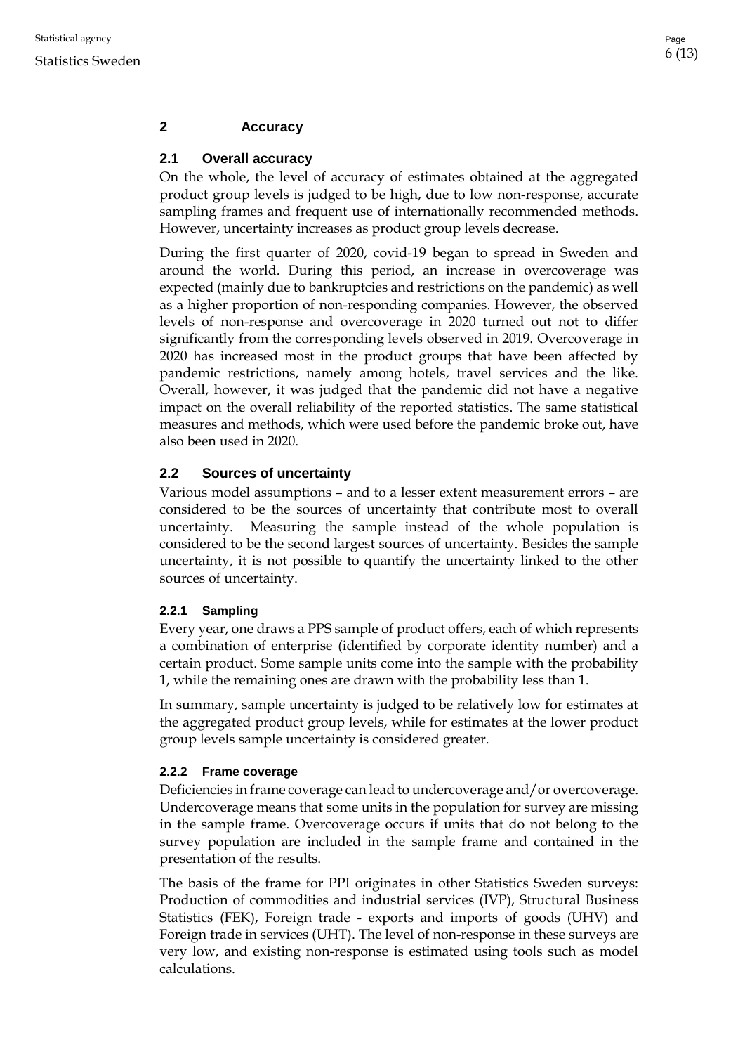# 2 Accuracy

## 2.1 Overall accuracy

On the whole, the level of accuracy of estimates obtained at the aggregated product group levels is judged to be high, due to low non-response, accurate sampling frames and frequent use of internationally recommended methods. However, uncertainty increases as product group levels decrease.

During the first quarter of 2020, covid-19 began to spread in Sweden and around the world. During this period, an increase in overcoverage was expected (mainly due to bankruptcies and restrictions on the pandemic) as well as a higher proportion of non-responding companies. However, the observed levels of non-response and overcoverage in 2020 turned out not to differ significantly from the corresponding levels observed in 2019. Overcoverage in 2020 has increased most in the product groups that have been affected by pandemic restrictions, namely among hotels, travel services and the like. Overall, however, it was judged that the pandemic did not have a negative impact on the overall reliability of the reported statistics. The same statistical measures and methods, which were used before the pandemic broke out, have also been used in 2020.

## 2.2 Sources of uncertainty

Various model assumptions – and to a lesser extent measurement errors – are considered to be the sources of uncertainty that contribute most to overall uncertainty. Measuring the sample instead of the whole population is considered to be the second largest sources of uncertainty. Besides the sample uncertainty, it is not possible to quantify the uncertainty linked to the other sources of uncertainty.

### 2.2.1 Sampling

Every year, one draws a PPS sample of product offers, each of which represents a combination of enterprise (identified by corporate identity number) and a certain product. Some sample units come into the sample with the probability 1, while the remaining ones are drawn with the probability less than 1.

In summary, sample uncertainty is judged to be relatively low for estimates at the aggregated product group levels, while for estimates at the lower product group levels sample uncertainty is considered greater.

### 2.2.2 Frame coverage

Deficiencies in frame coverage can lead to undercoverage and/or overcoverage. Undercoverage means that some units in the population for survey are missing in the sample frame. Overcoverage occurs if units that do not belong to the survey population are included in the sample frame and contained in the presentation of the results.

The basis of the frame for PPI originates in other Statistics Sweden surveys: Production of commodities and industrial services (IVP), Structural Business Statistics (FEK), Foreign trade - exports and imports of goods (UHV) and Foreign trade in services (UHT). The level of non-response in these surveys are very low, and existing non-response is estimated using tools such as model calculations.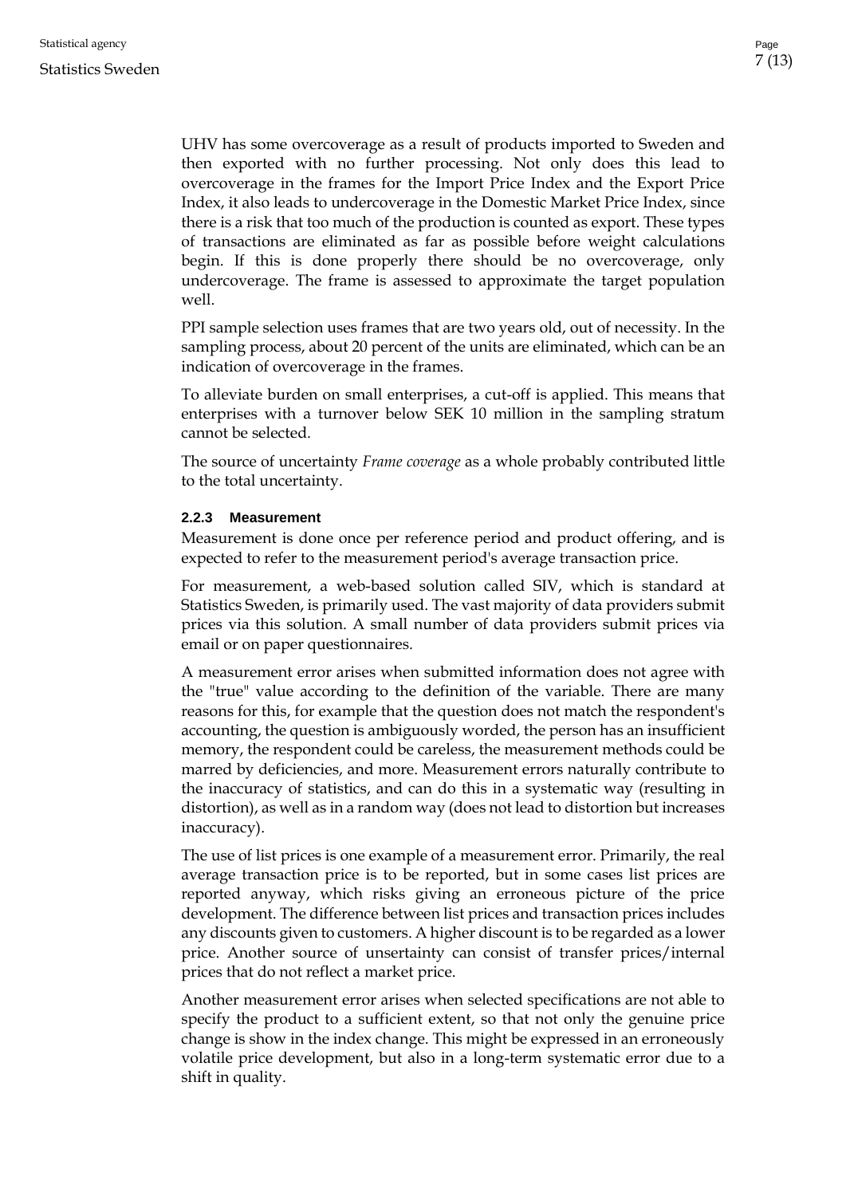UHV has some overcoverage as a result of products imported to Sweden and then exported with no further processing. Not only does this lead to overcoverage in the frames for the Import Price Index and the Export Price Index, it also leads to undercoverage in the Domestic Market Price Index, since there is a risk that too much of the production is counted as export. These types of transactions are eliminated as far as possible before weight calculations begin. If this is done properly there should be no overcoverage, only undercoverage. The frame is assessed to approximate the target population well.

PPI sample selection uses frames that are two years old, out of necessity. In the sampling process, about 20 percent of the units are eliminated, which can be an indication of overcoverage in the frames.

To alleviate burden on small enterprises, a cut-off is applied. This means that enterprises with a turnover below SEK 10 million in the sampling stratum cannot be selected.

The source of uncertainty *Frame coverage* as a whole probably contributed little to the total uncertainty.

### 2.2.3 Measurement

Measurement is done once per reference period and product offering, and is expected to refer to the measurement period's average transaction price.

For measurement, a web-based solution called SIV, which is standard at Statistics Sweden, is primarily used. The vast majority of data providers submit prices via this solution. A small number of data providers submit prices via email or on paper questionnaires.

A measurement error arises when submitted information does not agree with the "true" value according to the definition of the variable. There are many reasons for this, for example that the question does not match the respondent's accounting, the question is ambiguously worded, the person has an insufficient memory, the respondent could be careless, the measurement methods could be marred by deficiencies, and more. Measurement errors naturally contribute to the inaccuracy of statistics, and can do this in a systematic way (resulting in distortion), as well as in a random way (does not lead to distortion but increases inaccuracy).

The use of list prices is one example of a measurement error. Primarily, the real average transaction price is to be reported, but in some cases list prices are reported anyway, which risks giving an erroneous picture of the price development. The difference between list prices and transaction prices includes any discounts given to customers. A higher discount is to be regarded as a lower price. Another source of uncertainty can consist of transfer prices/internal prices that do not reflect a market price.

Another measurement error arises when selected specifications are not able to specify the product to a sufficient extent, so that not only the genuine price change is show in the index change. This might be expressed in an erroneously volatile price development, but also in a long-term systematic error due to a shift in quality.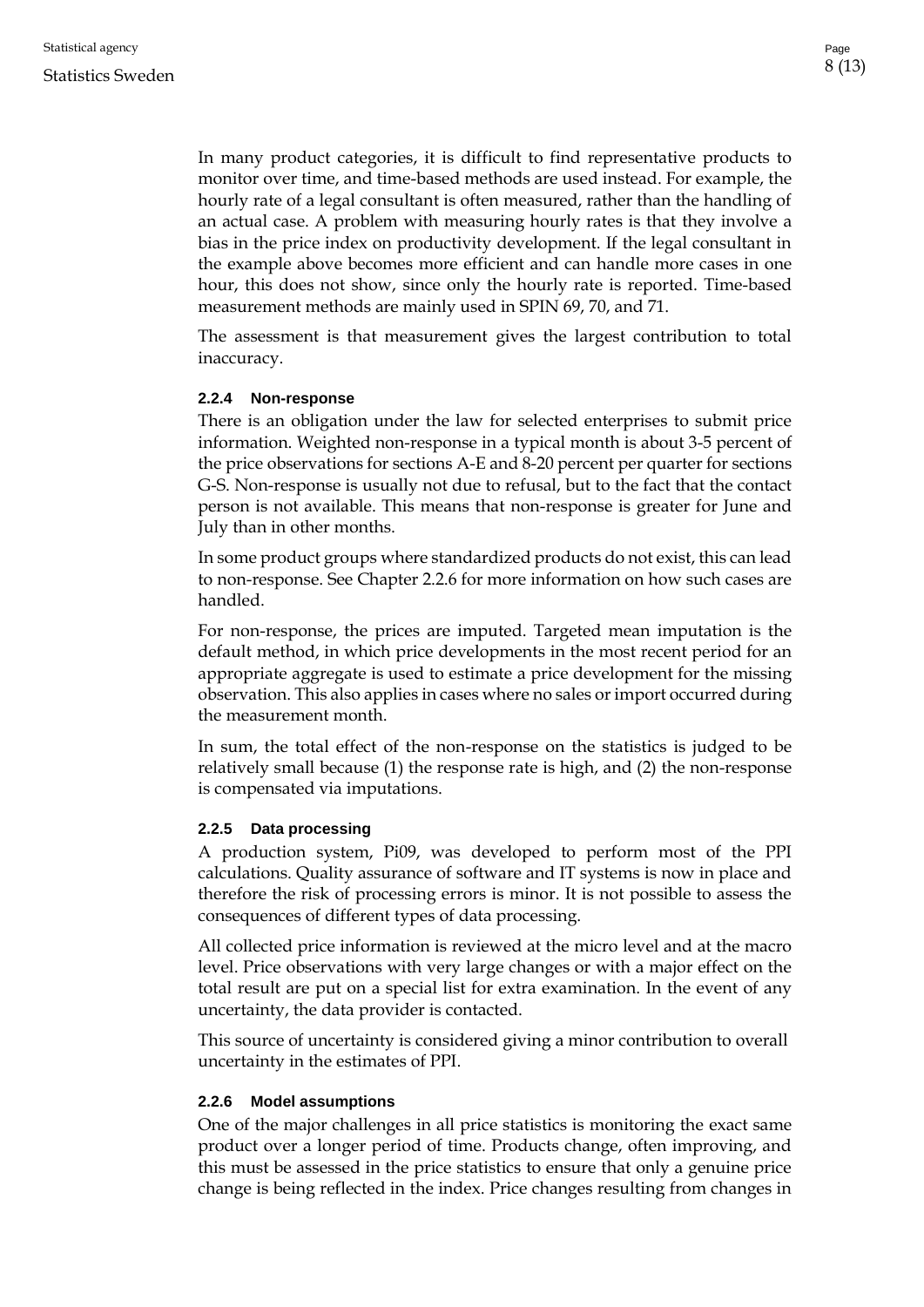In many product categories, it is difficult to find representative products to monitor over time, and time-based methods are used instead. For example, the hourly rate of a legal consultant is often measured, rather than the handling of an actual case. A problem with measuring hourly rates is that they involve a bias in the price index on productivity development. If the legal consultant in the example above becomes more efficient and can handle more cases in one hour, this does not show, since only the hourly rate is reported. Time-based measurement methods are mainly used in SPIN 69, 70, and 71.

The assessment is that measurement gives the largest contribution to total inaccuracy.

#### 2.2.4 Non-response

There is an obligation under the law for selected enterprises to submit price information. Weighted non-response in a typical month is about 3-5 percent of the price observations for sections A-E and 8-20 percent per quarter for sections G-S. Non-response is usually not due to refusal, but to the fact that the contact person is not available. This means that non-response is greater for June and July than in other months.

In some product groups where standardized products do not exist, this can lead to non-response. See Chapter 2.2.6 for more information on how such cases are handled.

For non-response, the prices are imputed. Targeted mean imputation is the default method, in which price developments in the most recent period for an appropriate aggregate is used to estimate a price development for the missing observation. This also applies in cases where no sales or import occurred during the measurement month.

In sum, the total effect of the non-response on the statistics is judged to be relatively small because (1) the response rate is high, and (2) the non-response is compensated via imputations.

#### 2.2.5 Data processing

A production system, Pi09, was developed to perform most of the PPI calculations. Quality assurance of software and IT systems is now in place and therefore the risk of processing errors is minor. It is not possible to assess the consequences of different types of data processing.

All collected price information is reviewed at the micro level and at the macro level. Price observations with very large changes or with a major effect on the total result are put on a special list for extra examination. In the event of any uncertainty, the data provider is contacted.

This source of uncertainty is considered giving a minor contribution to overall uncertainty in the estimates of PPI.

#### 2.2.6 Model assumptions

One of the major challenges in all price statistics is monitoring the exact same product over a longer period of time. Products change, often improving, and this must be assessed in the price statistics to ensure that only a genuine price change is being reflected in the index. Price changes resulting from changes in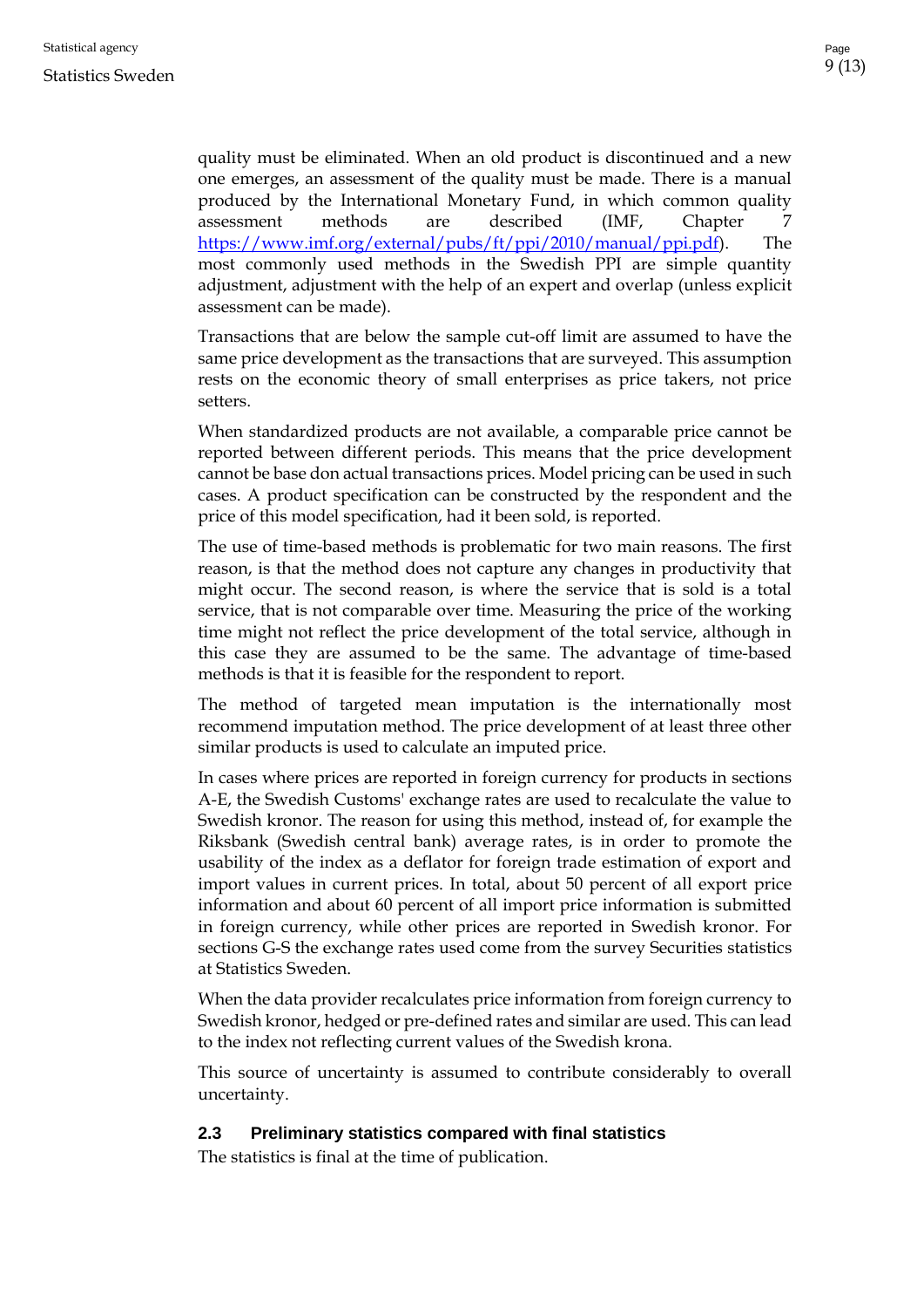quality must be eliminated. When an old product is discontinued and a new one emerges, an assessment of the quality must be made. There is a manual produced by the International Monetary Fund, in which common quality assessment methods are described (IMF, Chapter 7 [https://www.imf.org/external/pubs/ft/ppi/2010/manual/ppi.pdf](https://www.imf.org/external/pubs/ft/ppi/2010/manual/ppi.pdf)). The most commonly used methods in the Swedish PPI are simple quantity adjustment, adjustment with the help of an expert and overlap (unless explicit assessment can be made).

Transactions that are below the sample cut-off limit are assumed to have the same price development as the transactions that are surveyed. This assumption rests on the economic theory of small enterprises as price takers, not price setters.

When standardized products are not available, a comparable price cannot be reported between different periods. This means that the price development cannot be base don actual transactions prices. Model pricing can be used in such cases. A product specification can be constructed by the respondent and the price of this model specification, had it been sold, is reported.

The use of time-based methods is problematic for two main reasons. The first reason, is that the method does not capture any changes in productivity that might occur. The second reason, is where the service that is sold is a total service, that is not comparable over time. Measuring the price of the working time might not reflect the price development of the total service, although in this case they are assumed to be the same. The advantage of time-based methods is that it is feasible for the respondent to report.

The method of targeted mean imputation is the internationally most recommend imputation method. The price development of at least three other similar products is used to calculate an imputed price.

In cases where prices are reported in foreign currency for products in sections A-E, the Swedish Customs' exchange rates are used to recalculate the value to Swedish kronor. The reason for using this method, instead of, for example the Riksbank (Swedish central bank) average rates, is in order to promote the usability of the index as a deflator for foreign trade estimation of export and import values in current prices. In total, about 50 percent of all export price information and about 60 percent of all import price information is submitted in foreign currency, while other prices are reported in Swedish kronor. For sections G-S the exchange rates used come from the survey Securities statistics at Statistics Sweden.

When the data provider recalculates price information from foreign currency to Swedish kronor, hedged or pre-defined rates and similar are used. This can lead to the index not reflecting current values of the Swedish krona.

This source of uncertainty is assumed to contribute considerably to overall uncertainty.

### 2.3 Preliminary statistics compared with final statistics

The statistics is final at the time of publication.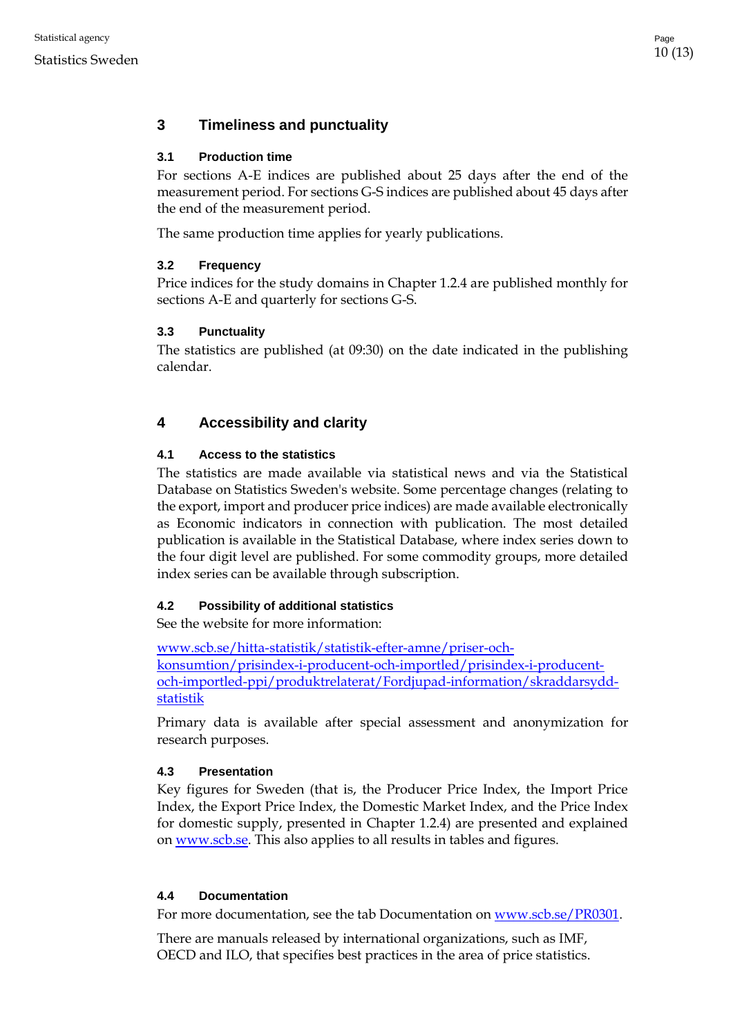## 3 Timeliness and punctuality

### 3.1 Production time

For sections A-E indices are published about 25 days after the end of the measurement period. For sections G-S indices are published about 45 days after the end of the measurement period.

The same production time applies for yearly publications.

### 3.2 Frequency

Price indices for the study domains in Chapter 1.2.4 are published monthly for sections A-E and quarterly for sections G-S.

### 3.3 Punctuality

The statistics are published (at 09:30) on the date indicated in the publishing calendar.

## 4 Accessibility and clarity

### 4.1 Access to the statistics

The statistics are made available via statistical news and via the Statistical Database on Statistics Sweden's website. Some percentage changes (relating to the export, import and producer price indices) are made available electronically as Economic indicators in connection with publication. The most detailed publication is available in the Statistical Database, where index series down to the four digit level are published. For some commodity groups, more detailed index series can be available through subscription.

### 4.2 Possibility of additional statistics

See the website for more information:

www.scb.se/hitta-statistik/statistik-efter-amne/priser-och-konsumtion/prisindex-i-producent-och-importled/prisindex-i-producent-och-importled-ppi/produktrelaterat/Fordjupad-information/skraddarsydd-statistik

Primary data is available after special assessment and anonymization for research purposes.

### 4.3 Presentation

Key figures for Sweden (that is, the Producer Price Index, the Import Price Index, the Export Price Index, the Domestic Market Index, and the Price Index for domestic supply, presented in Chapter 1.2.4) are presented and explained on www.scb.se. This also applies to all results in tables and figures.

### 4.4 Documentation

For more documentation, see the tab Documentation on www.scb.se/PR0301.

There are manuals released by international organizations, such as IMF, OECD and ILO, that specifies best practices in the area of price statistics.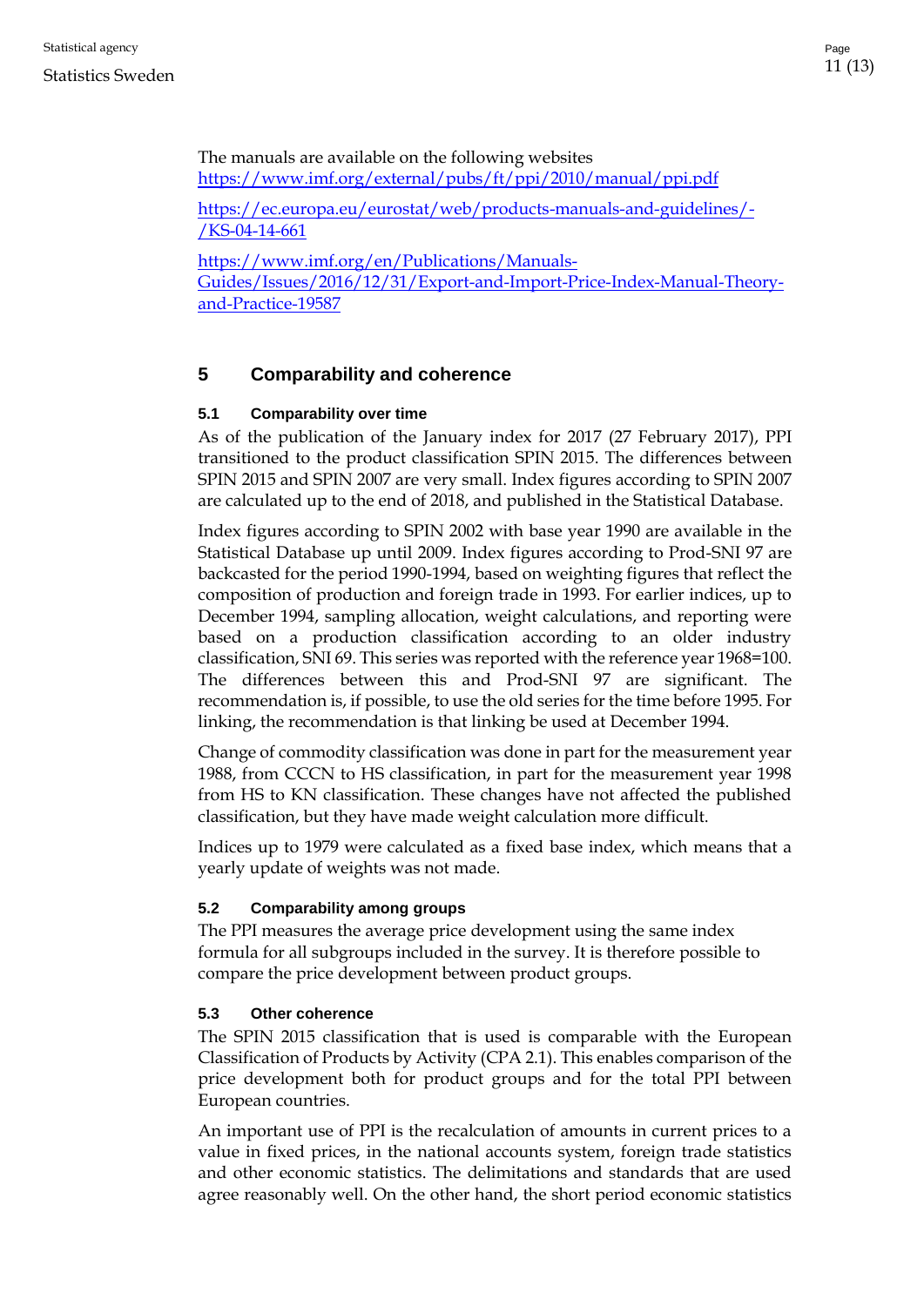The manuals are available on the following websites
[https://www.imf.org/external/pubs/ft/ppi/2010/manual/ppi.pdf](https://www.imf.org/external/pubs/ft/ppi/2010/manual/ppi.pdf)

[https://ec.europa.eu/eurostat/web/products-manuals-and-guidelines/-/KS-04-14-661](https://ec.europa.eu/eurostat/web/products-manuals-and-guidelines/-/KS-04-14-661)

[https://www.imf.org/en/Publications/Manuals-Guides/Issues/2016/12/31/Export-and-Import-Price-Index-Manual-Theory-and-Practice-19587](https://www.imf.org/en/Publications/Manuals-Guides/Issues/2016/12/31/Export-and-Import-Price-Index-Manual-Theory-and-Practice-19587)

## 5 Comparability and coherence

### 5.1 Comparability over time

As of the publication of the January index for 2017 (27 February 2017), PPI transitioned to the product classification SPIN 2015. The differences between SPIN 2015 and SPIN 2007 are very small. Index figures according to SPIN 2007 are calculated up to the end of 2018, and published in the Statistical Database.

Index figures according to SPIN 2002 with base year 1990 are available in the Statistical Database up until 2009. Index figures according to Prod-SNI 97 are backcasted for the period 1990-1994, based on weighting figures that reflect the composition of production and foreign trade in 1993. For earlier indices, up to December 1994, sampling allocation, weight calculations, and reporting were based on a production classification according to an older industry classification, SNI 69. This series was reported with the reference year 1968=100. The differences between this and Prod-SNI 97 are significant. The recommendation is, if possible, to use the old series for the time before 1995. For linking, the recommendation is that linking be used at December 1994.

Change of commodity classification was done in part for the measurement year 1988, from CCCN to HS classification, in part for the measurement year 1998 from HS to KN classification. These changes have not affected the published classification, but they have made weight calculation more difficult.

Indices up to 1979 were calculated as a fixed base index, which means that a yearly update of weights was not made.

### 5.2 Comparability among groups

The PPI measures the average price development using the same index formula for all subgroups included in the survey. It is therefore possible to compare the price development between product groups.

### 5.3 Other coherence

The SPIN 2015 classification that is used is comparable with the European Classification of Products by Activity (CPA 2.1). This enables comparison of the price development both for product groups and for the total PPI between European countries.

An important use of PPI is the recalculation of amounts in current prices to a value in fixed prices, in the national accounts system, foreign trade statistics and other economic statistics. The delimitations and standards that are used agree reasonably well. On the other hand, the short period economic statistics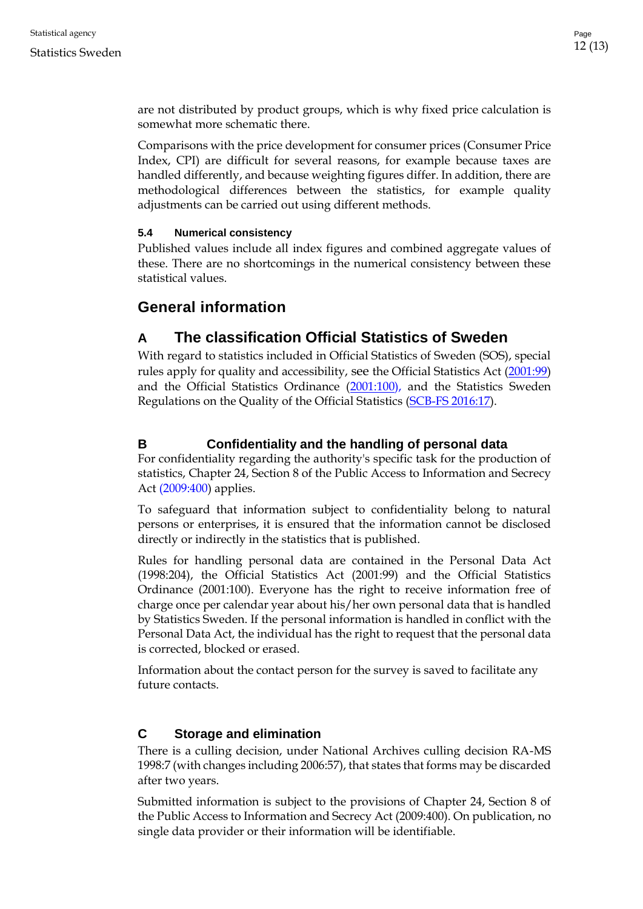are not distributed by product groups, which is why fixed price calculation is somewhat more schematic there.

Comparisons with the price development for consumer prices (Consumer Price Index, CPI) are difficult for several reasons, for example because taxes are handled differently, and because weighting figures differ. In addition, there are methodological differences between the statistics, for example quality adjustments can be carried out using different methods.

### 5.4 Numerical consistency

Published values include all index figures and combined aggregate values of these. There are no shortcomings in the numerical consistency between these statistical values.

# General information

## A The classification Official Statistics of Sweden

With regard to statistics included in Official Statistics of Sweden (SOS), special rules apply for quality and accessibility, see the Official Statistics Act (2001:99) and the Official Statistics Ordinance (2001:100), and the Statistics Sweden Regulations on the Quality of the Official Statistics (SCB-FS 2016:17).

## B Confidentiality and the handling of personal data

For confidentiality regarding the authority's specific task for the production of statistics, Chapter 24, Section 8 of the Public Access to Information and Secrecy Act (2009:400) applies.

To safeguard that information subject to confidentiality belong to natural persons or enterprises, it is ensured that the information cannot be disclosed directly or indirectly in the statistics that is published.

Rules for handling personal data are contained in the Personal Data Act (1998:204), the Official Statistics Act (2001:99) and the Official Statistics Ordinance (2001:100). Everyone has the right to receive information free of charge once per calendar year about his/her own personal data that is handled by Statistics Sweden. If the personal information is handled in conflict with the Personal Data Act, the individual has the right to request that the personal data is corrected, blocked or erased.

Information about the contact person for the survey is saved to facilitate any future contacts.

## C Storage and elimination

There is a culling decision, under National Archives culling decision RA-MS 1998:7 (with changes including 2006:57), that states that forms may be discarded after two years.

Submitted information is subject to the provisions of Chapter 24, Section 8 of the Public Access to Information and Secrecy Act (2009:400). On publication, no single data provider or their information will be identifiable.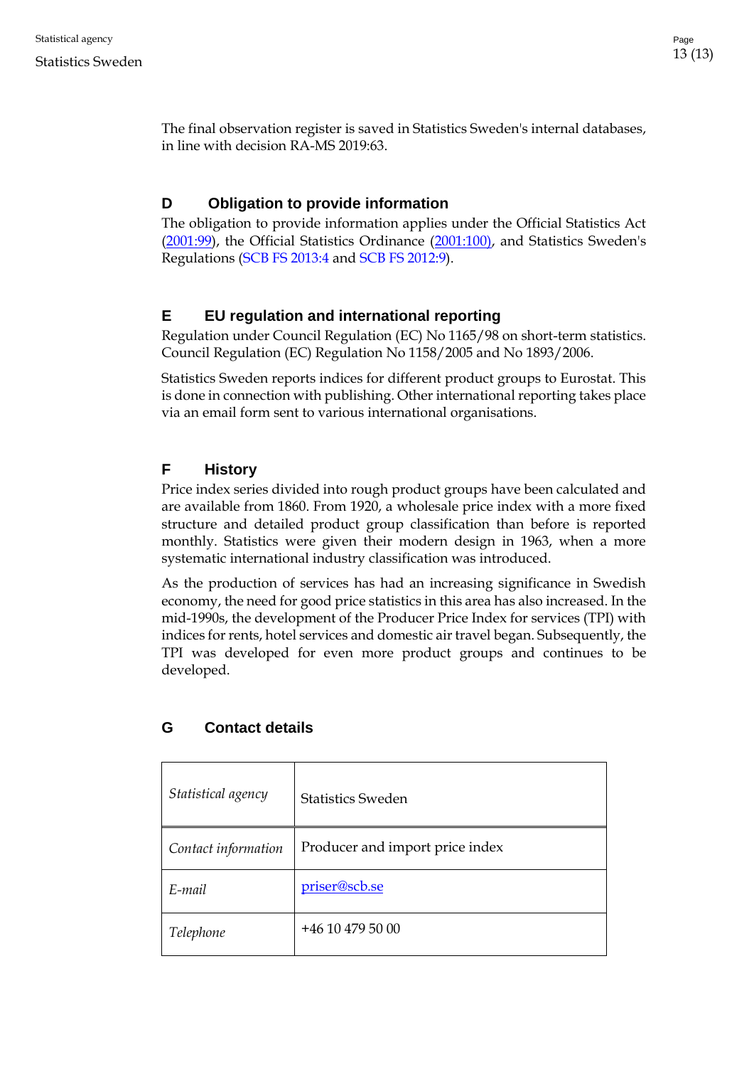The final observation register is saved in Statistics Sweden's internal databases, in line with decision RA-MS 2019:63.

## D Obligation to provide information

The obligation to provide information applies under the Official Statistics Act (2001:99), the Official Statistics Ordinance (2001:100), and Statistics Sweden's Regulations (SCB FS 2013:4 and SCB FS 2012:9).

## E EU regulation and international reporting

Regulation under Council Regulation (EC) No 1165/98 on short-term statistics. Council Regulation (EC) Regulation No 1158/2005 and No 1893/2006.

Statistics Sweden reports indices for different product groups to Eurostat. This is done in connection with publishing. Other international reporting takes place via an email form sent to various international organisations.

## F History

Price index series divided into rough product groups have been calculated and are available from 1860. From 1920, a wholesale price index with a more fixed structure and detailed product group classification than before is reported monthly. Statistics were given their modern design in 1963, when a more systematic international industry classification was introduced.

As the production of services has had an increasing significance in Swedish economy, the need for good price statistics in this area has also increased. In the mid-1990s, the development of the Producer Price Index for services (TPI) with indices for rents, hotel services and domestic air travel began. Subsequently, the TPI was developed for even more product groups and continues to be developed.

## G Contact details

| | |
|---|---|
| *Statistical agency* | Statistics Sweden |
| *Contact information* | Producer and import price index |
| *E-mail* | priser@scb.se |
| *Telephone* | +46 10 479 50 00 |